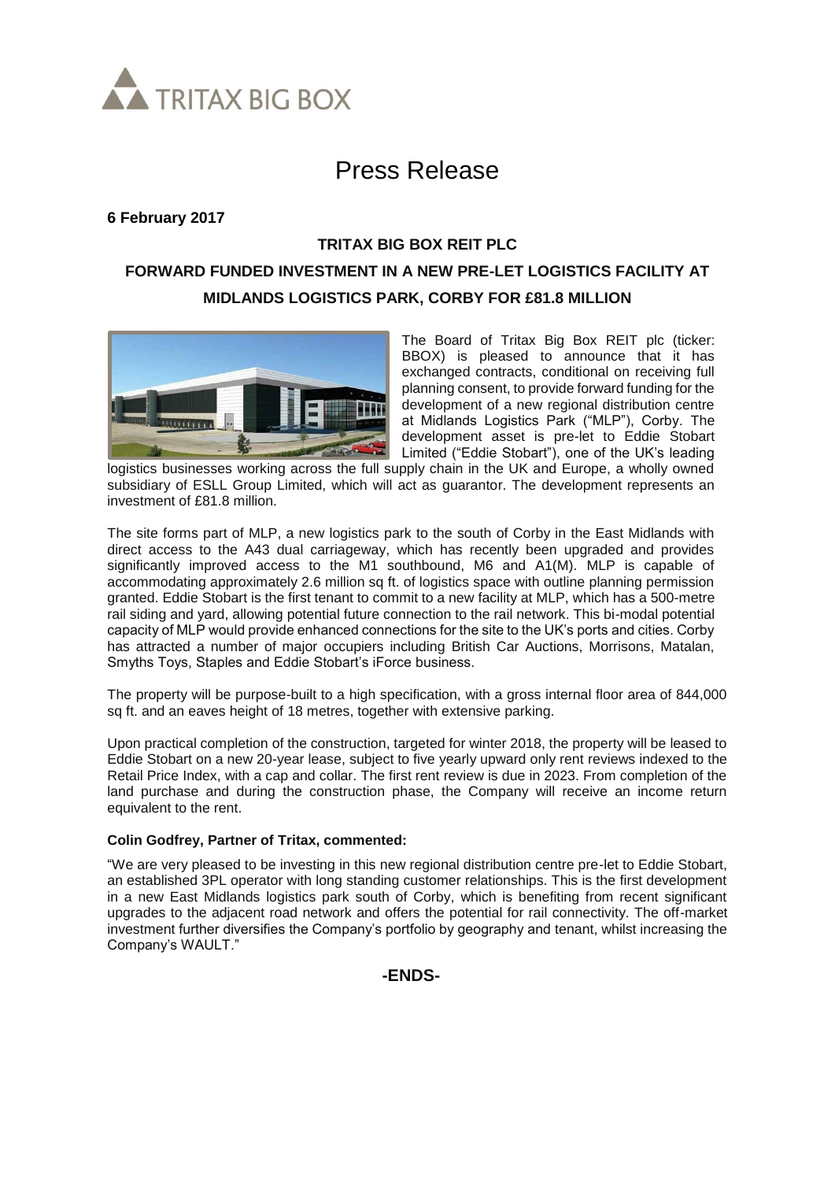# Press Release

**6 February 2017**

**TRITAX BIG BOX REIT PLC**

**FORWARD FUNDED INVESTMENT IN A NEW PRE-LET LOGISTICS FACILITY AT MIDLANDS LOGISTICS PARK, CORBY FOR £81.8 MILLION**

The Board of Tritax Big Box REIT plc (ticker: BBOX) is pleased to announce that it has exchanged contracts, conditional on receiving full planning consent, to provide forward funding for the development of a new regional distribution centre at Midlands Logistics Park ("MLP"), Corby. The development asset is pre-let to Eddie Stobart Limited ("Eddie Stobart"), one of the UK's leading logistics businesses working across the full supply chain in the UK and Europe, a wholly owned subsidiary of ESLL Group Limited, which will act as guarantor. The development represents an investment of £81.8 million.

The site forms part of MLP, a new logistics park to the south of Corby in the East Midlands with direct access to the A43 dual carriageway, which has recently been upgraded and provides significantly improved access to the M1 southbound, M6 and A1(M). MLP is capable of accommodating approximately 2.6 million sq ft. of logistics space with outline planning permission granted. Eddie Stobart is the first tenant to commit to a new facility at MLP, which has a 500-metre rail siding and yard, allowing potential future connection to the rail network. This bi-modal potential capacity of MLP would provide enhanced connections for the site to the UK's ports and cities. Corby has attracted a number of major occupiers including British Car Auctions, Morrisons, Matalan, Smyths Toys, Staples and Eddie Stobart's iForce business.

The property will be purpose-built to a high specification, with a gross internal floor area of 844,000 sq ft. and an eaves height of 18 metres, together with extensive parking.

Upon practical completion of the construction, targeted for winter 2018, the property will be leased to Eddie Stobart on a new 20-year lease, subject to five yearly upward only rent reviews indexed to the Retail Price Index, with a cap and collar. The first rent review is due in 2023. From completion of the land purchase and during the construction phase, the Company will receive an income return equivalent to the rent.

**Colin Godfrey, Partner of Tritax, commented:**

"We are very pleased to be investing in this new regional distribution centre pre-let to Eddie Stobart, an established 3PL operator with long standing customer relationships. This is the first development in a new East Midlands logistics park south of Corby, which is benefiting from recent significant upgrades to the adjacent road network and offers the potential for rail connectivity. The off-market investment further diversifies the Company's portfolio by geography and tenant, whilst increasing the Company's WAULT."

**-ENDS-**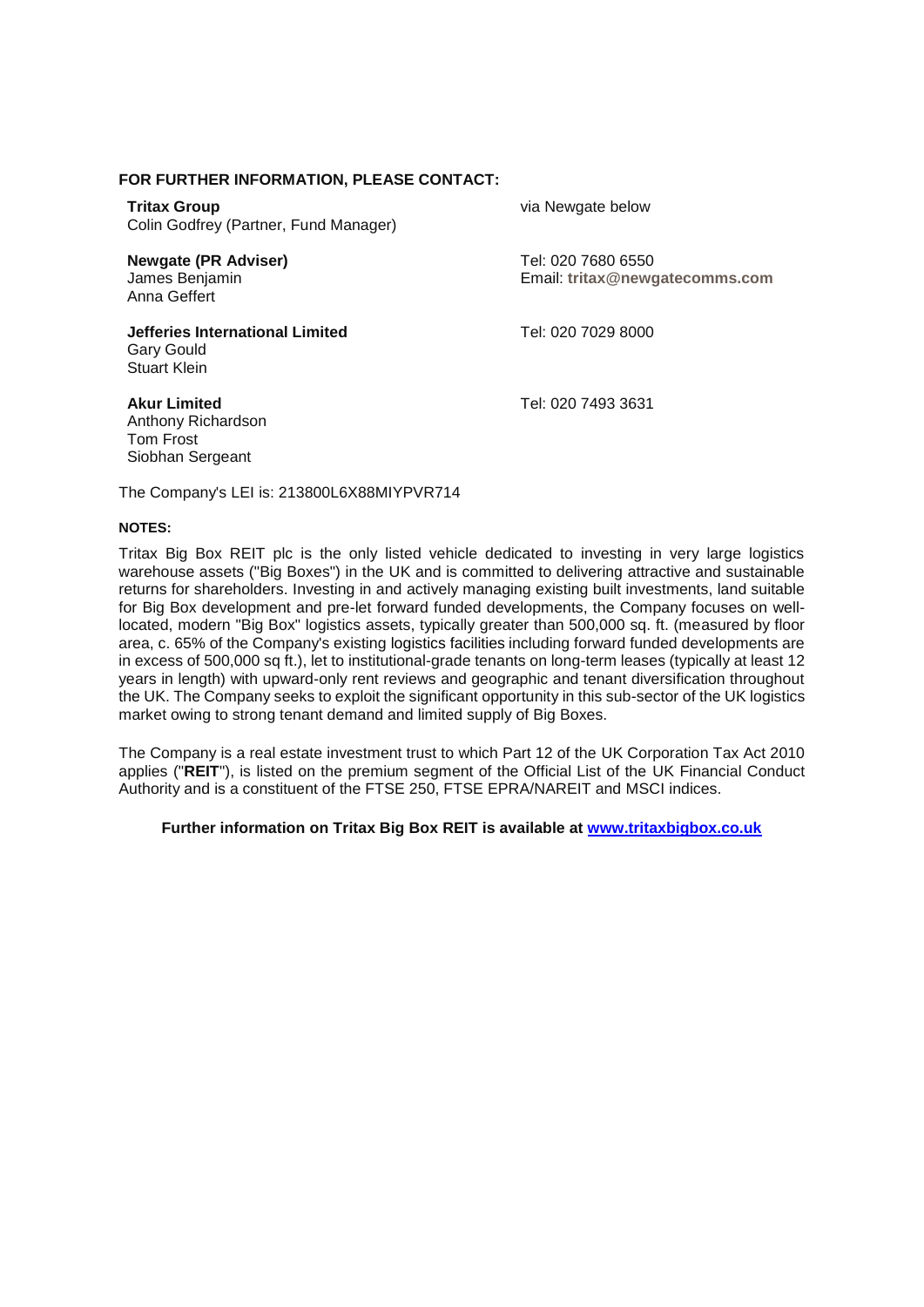**FOR FURTHER INFORMATION, PLEASE CONTACT:**

| | |
|---|---|
| **Tritax Group**<br>Colin Godfrey (Partner, Fund Manager) | via Newgate below |
| **Newgate (PR Adviser)**<br>James Benjamin<br>Anna Geffert | Tel: 020 7680 6550<br>Email: **tritax@newgatecomms.com** |
| **Jefferies International Limited**<br>Gary Gould<br>Stuart Klein | Tel: 020 7029 8000 |
| **Akur Limited**<br>Anthony Richardson<br>Tom Frost<br>Siobhan Sergeant | Tel: 020 7493 3631 |

The Company's LEI is: 213800L6X88MIYPVR714

**NOTES:**

Tritax Big Box REIT plc is the only listed vehicle dedicated to investing in very large logistics warehouse assets ("Big Boxes") in the UK and is committed to delivering attractive and sustainable returns for shareholders. Investing in and actively managing existing built investments, land suitable for Big Box development and pre-let forward funded developments, the Company focuses on well-located, modern "Big Box" logistics assets, typically greater than 500,000 sq. ft. (measured by floor area, c. 65% of the Company's existing logistics facilities including forward funded developments are in excess of 500,000 sq ft.), let to institutional-grade tenants on long-term leases (typically at least 12 years in length) with upward-only rent reviews and geographic and tenant diversification throughout the UK. The Company seeks to exploit the significant opportunity in this sub-sector of the UK logistics market owing to strong tenant demand and limited supply of Big Boxes.

The Company is a real estate investment trust to which Part 12 of the UK Corporation Tax Act 2010 applies ("**REIT**"), is listed on the premium segment of the Official List of the UK Financial Conduct Authority and is a constituent of the FTSE 250, FTSE EPRA/NAREIT and MSCI indices.

**Further information on Tritax Big Box REIT is available at [www.tritaxbigbox.co.uk](www.tritaxbigbox.co.uk)**